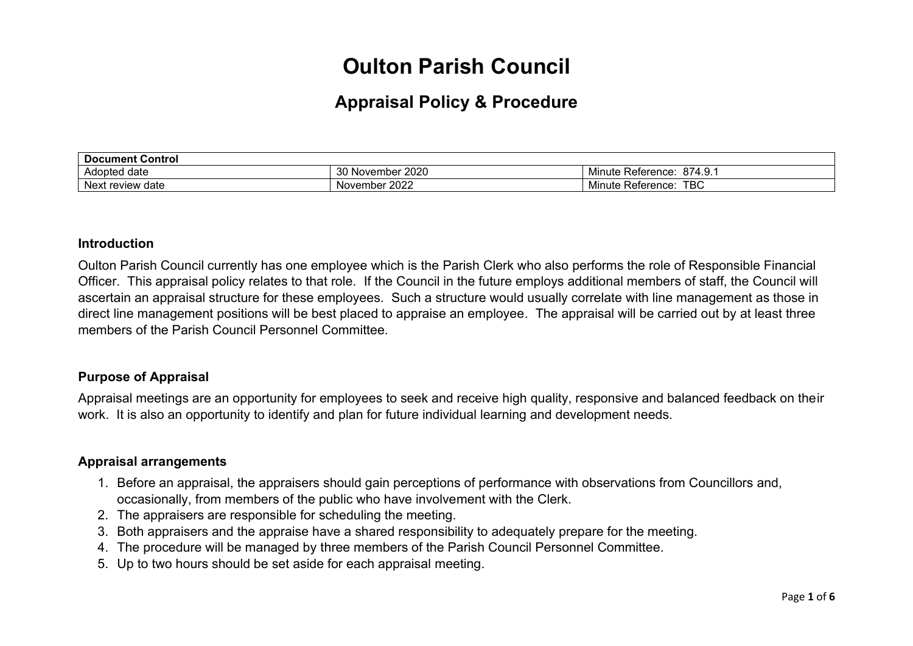# Oulton Parish Council

## Appraisal Policy & Procedure

| Document Control | | |
|---|---|---|
| Adopted date | 30 November 2020 | Minute Reference: 874.9.1 |
| Next review date | November 2022 | Minute Reference: TBC |

### Introduction

Oulton Parish Council currently has one employee which is the Parish Clerk who also performs the role of Responsible Financial Officer. This appraisal policy relates to that role. If the Council in the future employs additional members of staff, the Council will ascertain an appraisal structure for these employees. Such a structure would usually correlate with line management as those in direct line management positions will be best placed to appraise an employee. The appraisal will be carried out by at least three members of the Parish Council Personnel Committee.

### Purpose of Appraisal

Appraisal meetings are an opportunity for employees to seek and receive high quality, responsive and balanced feedback on their work. It is also an opportunity to identify and plan for future individual learning and development needs.

### Appraisal arrangements

1. Before an appraisal, the appraisers should gain perceptions of performance with observations from Councillors and, occasionally, from members of the public who have involvement with the Clerk.
2. The appraisers are responsible for scheduling the meeting.
3. Both appraisers and the appraise have a shared responsibility to adequately prepare for the meeting.
4. The procedure will be managed by three members of the Parish Council Personnel Committee.
5. Up to two hours should be set aside for each appraisal meeting.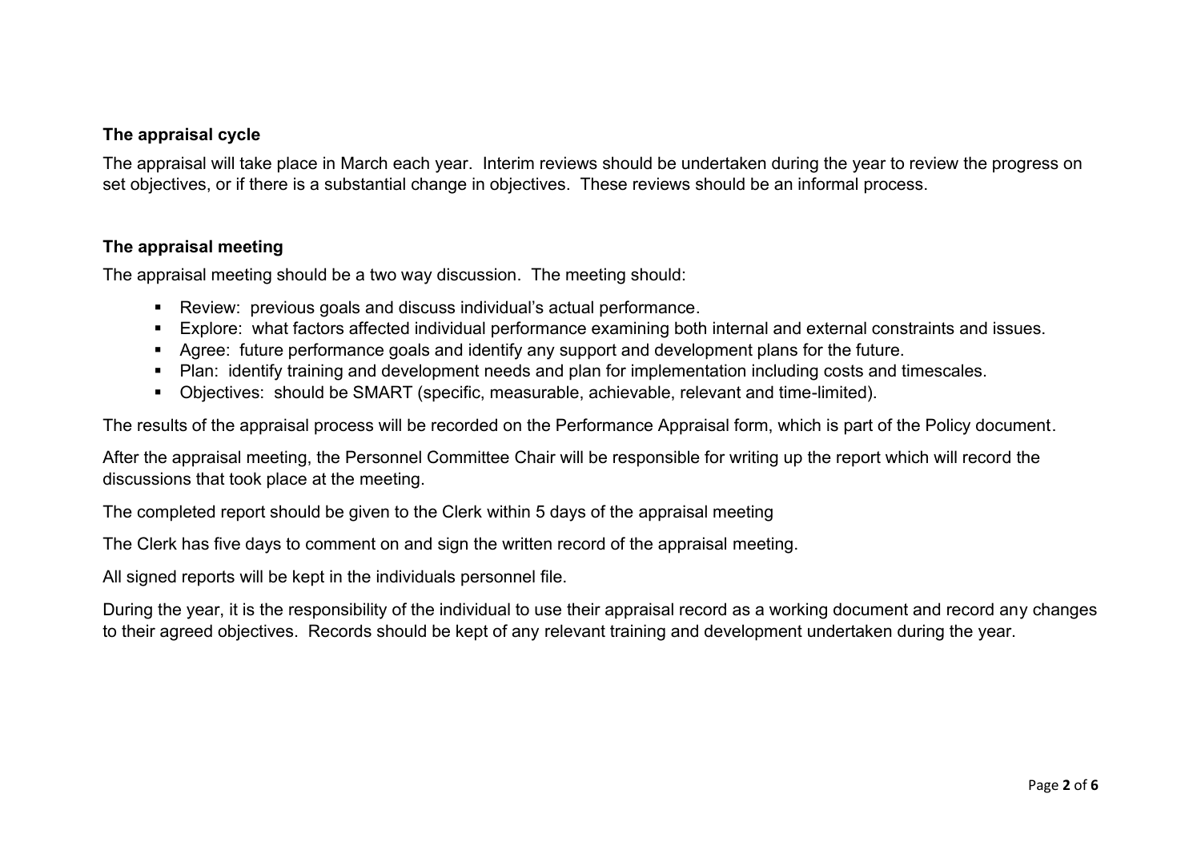**The appraisal cycle**

The appraisal will take place in March each year. Interim reviews should be undertaken during the year to review the progress on set objectives, or if there is a substantial change in objectives. These reviews should be an informal process.

**The appraisal meeting**

The appraisal meeting should be a two way discussion. The meeting should:

- Review: previous goals and discuss individual's actual performance.
- Explore: what factors affected individual performance examining both internal and external constraints and issues.
- Agree: future performance goals and identify any support and development plans for the future.
- Plan: identify training and development needs and plan for implementation including costs and timescales.
- Objectives: should be SMART (specific, measurable, achievable, relevant and time-limited).

The results of the appraisal process will be recorded on the Performance Appraisal form, which is part of the Policy document.

After the appraisal meeting, the Personnel Committee Chair will be responsible for writing up the report which will record the discussions that took place at the meeting.

The completed report should be given to the Clerk within 5 days of the appraisal meeting

The Clerk has five days to comment on and sign the written record of the appraisal meeting.

All signed reports will be kept in the individuals personnel file.

During the year, it is the responsibility of the individual to use their appraisal record as a working document and record any changes to their agreed objectives. Records should be kept of any relevant training and development undertaken during the year.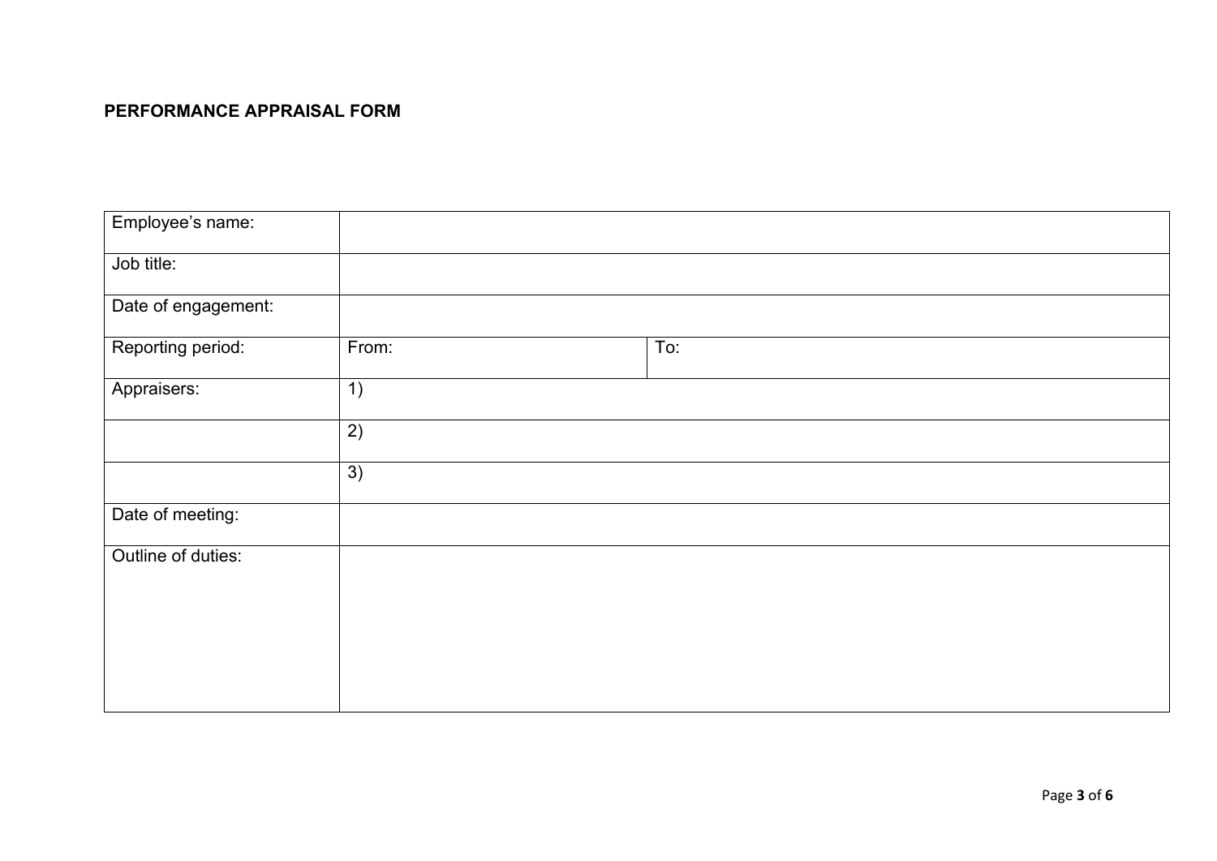**PERFORMANCE APPRAISAL FORM**

| Employee's name: | | |
|---|---|---|
| Job title: | | |
| Date of engagement: | | |
| Reporting period: | From: | To: |
| Appraisers: | 1) | |
| | 2) | |
| | 3) | |
| Date of meeting: | | |
| Outline of duties: | | |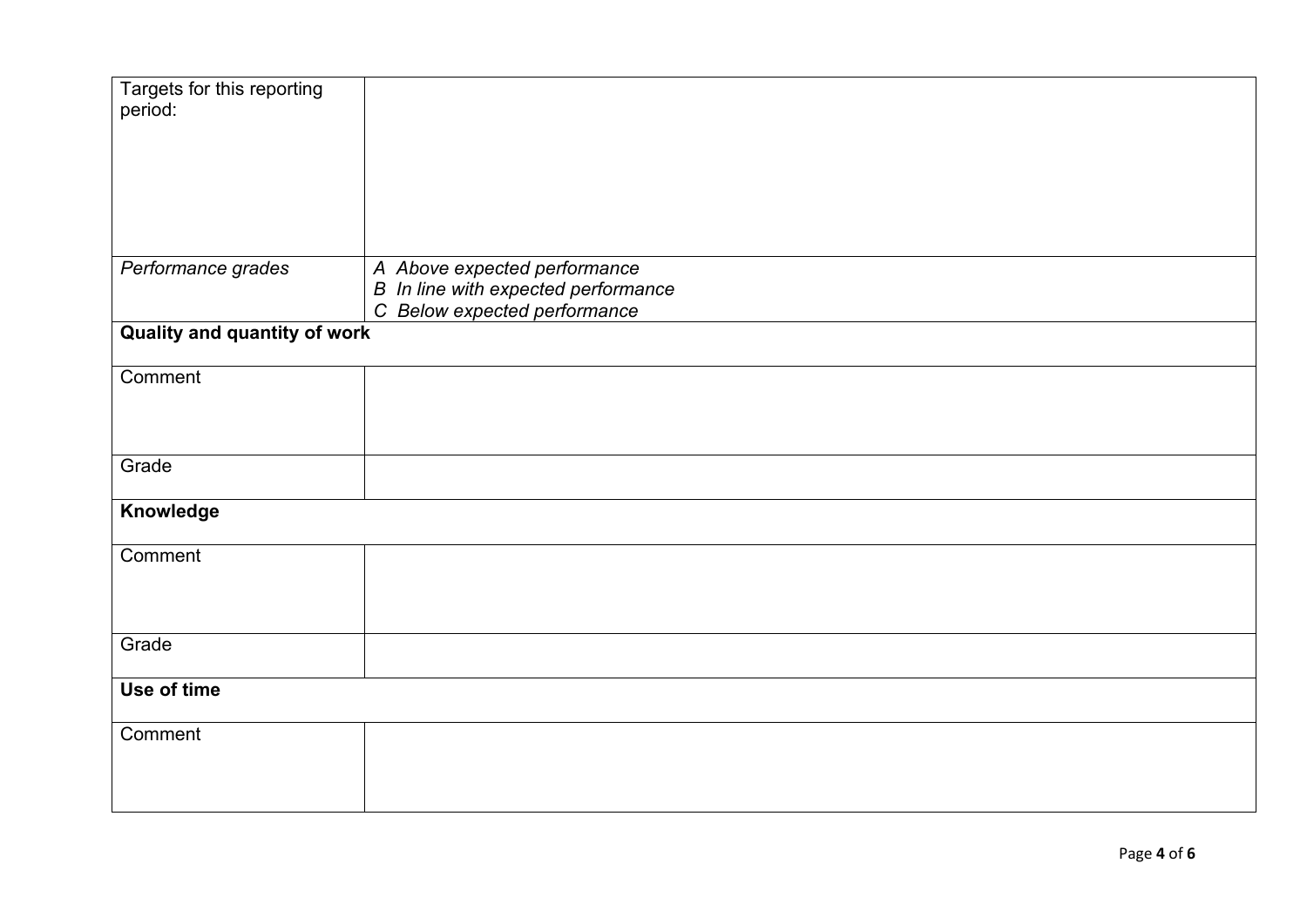| Targets for this reporting period: | |
|---|---|
| *Performance grades* | *A Above expected performance*<br>*B In line with expected performance*<br>*C Below expected performance* |
| **Quality and quantity of work** | |
| Comment | |
| Grade | |
| **Knowledge** | |
| Comment | |
| Grade | |
| **Use of time** | |
| Comment | |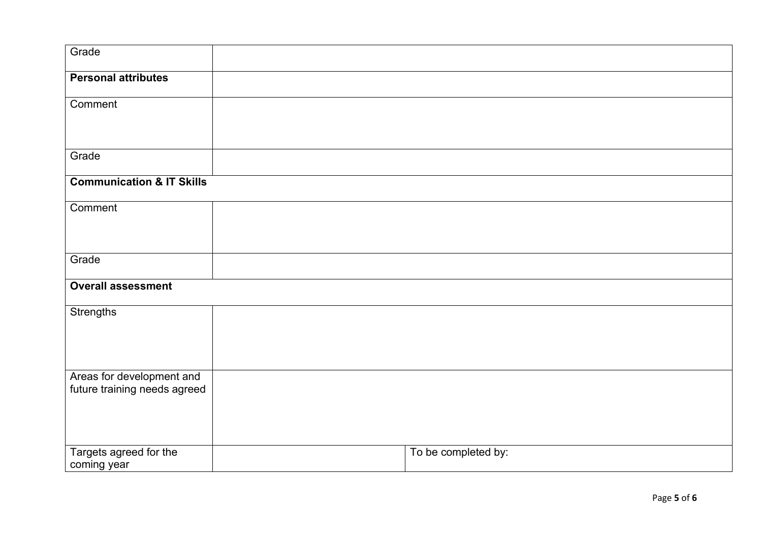| Grade | | |
|---|---|---|
| **Personal attributes** | | |
| Comment | | |
| Grade | | |
| **Communication & IT Skills** | | |
| Comment | | |
| Grade | | |
| **Overall assessment** | | |
| Strengths | | |
| Areas for development and future training needs agreed | | |
| Targets agreed for the coming year | | To be completed by: |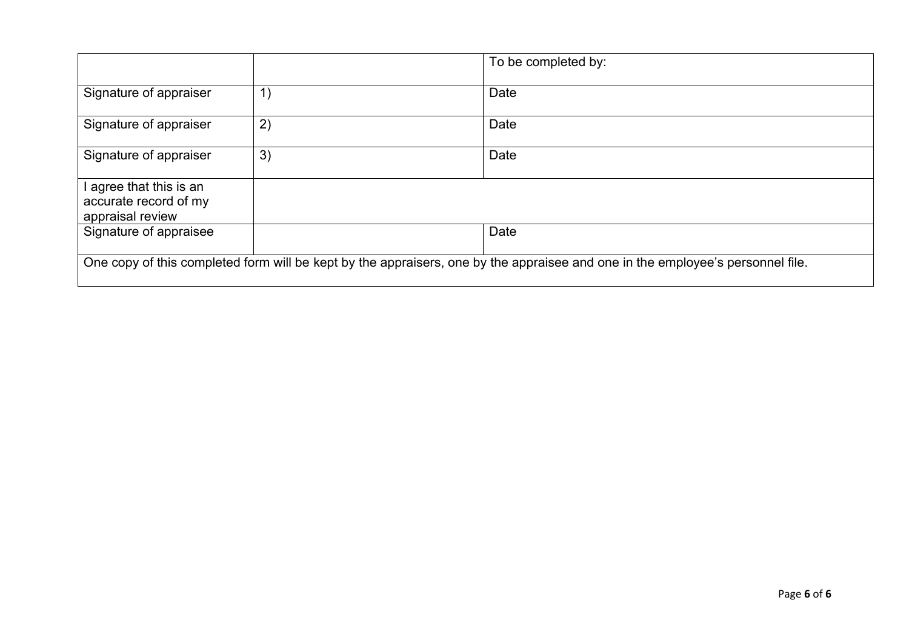| | | |
|---|---|---|
| | | To be completed by: |
| Signature of appraiser | 1) | Date |
| Signature of appraiser | 2) | Date |
| Signature of appraiser | 3) | Date |
| I agree that this is an accurate record of my appraisal review | | |
| Signature of appraisee | | Date |
| One copy of this completed form will be kept by the appraisers, one by the appraisee and one in the employee's personnel file. | | |